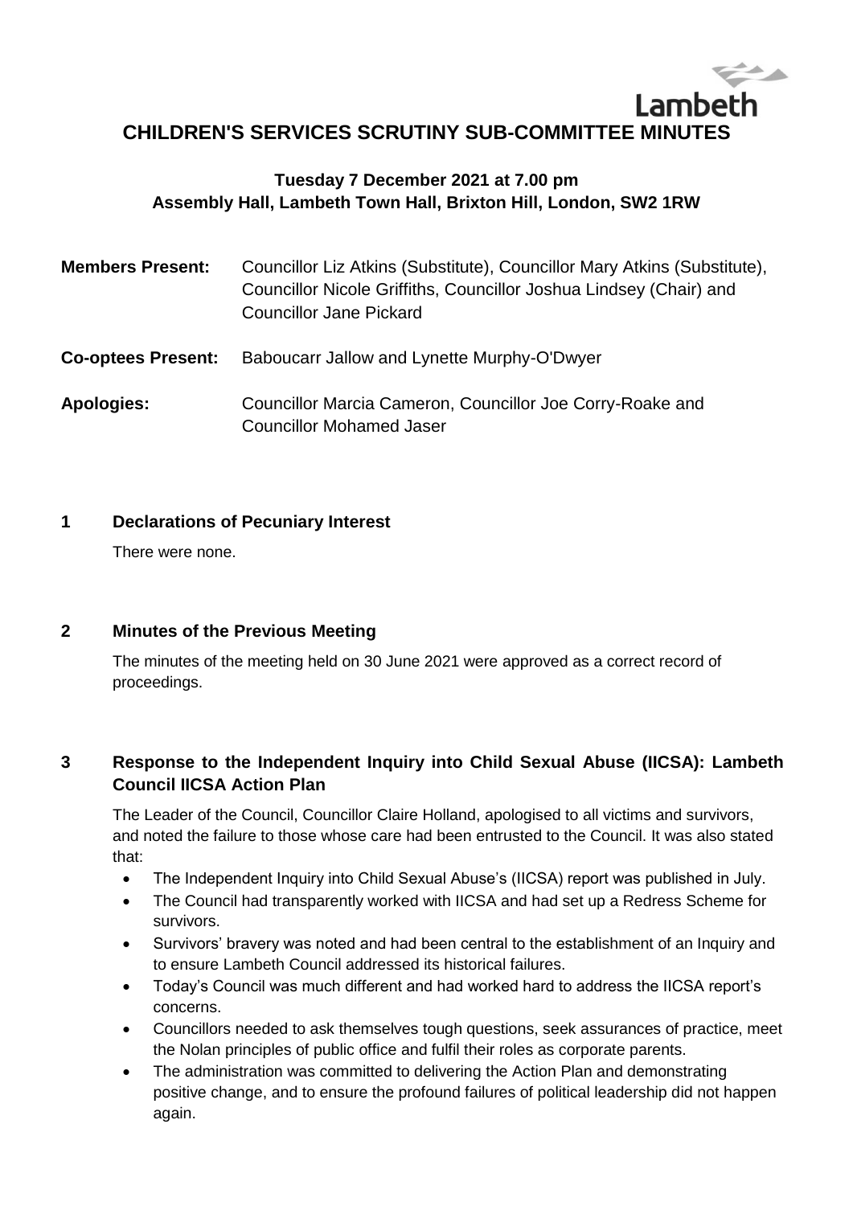Lambeth

# CHILDREN'S SERVICES SCRUTINY SUB-COMMITTEE MINUTES

**Tuesday 7 December 2021 at 7.00 pm**
**Assembly Hall, Lambeth Town Hall, Brixton Hill, London, SW2 1RW**

| | |
|---|---|
| **Members Present:** | Councillor Liz Atkins (Substitute), Councillor Mary Atkins (Substitute), Councillor Nicole Griffiths, Councillor Joshua Lindsey (Chair) and Councillor Jane Pickard |
| **Co-optees Present:** | Baboucarr Jallow and Lynette Murphy-O'Dwyer |
| **Apologies:** | Councillor Marcia Cameron, Councillor Joe Corry-Roake and Councillor Mohamed Jaser |

## 1 Declarations of Pecuniary Interest

There were none.

## 2 Minutes of the Previous Meeting

The minutes of the meeting held on 30 June 2021 were approved as a correct record of proceedings.

## 3 Response to the Independent Inquiry into Child Sexual Abuse (IICSA): Lambeth Council IICSA Action Plan

The Leader of the Council, Councillor Claire Holland, apologised to all victims and survivors, and noted the failure to those whose care had been entrusted to the Council. It was also stated that:

- The Independent Inquiry into Child Sexual Abuse's (IICSA) report was published in July.
- The Council had transparently worked with IICSA and had set up a Redress Scheme for survivors.
- Survivors' bravery was noted and had been central to the establishment of an Inquiry and to ensure Lambeth Council addressed its historical failures.
- Today's Council was much different and had worked hard to address the IICSA report's concerns.
- Councillors needed to ask themselves tough questions, seek assurances of practice, meet the Nolan principles of public office and fulfil their roles as corporate parents.
- The administration was committed to delivering the Action Plan and demonstrating positive change, and to ensure the profound failures of political leadership did not happen again.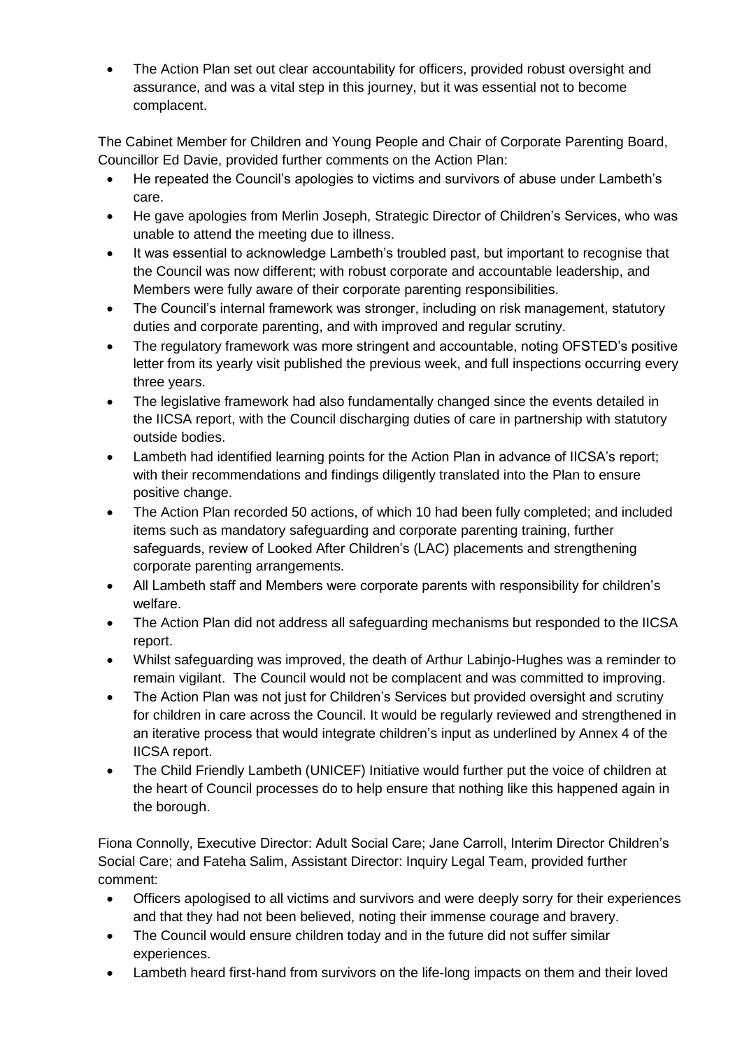- The Action Plan set out clear accountability for officers, provided robust oversight and assurance, and was a vital step in this journey, but it was essential not to become complacent.

The Cabinet Member for Children and Young People and Chair of Corporate Parenting Board, Councillor Ed Davie, provided further comments on the Action Plan:

- He repeated the Council's apologies to victims and survivors of abuse under Lambeth's care.
- He gave apologies from Merlin Joseph, Strategic Director of Children's Services, who was unable to attend the meeting due to illness.
- It was essential to acknowledge Lambeth's troubled past, but important to recognise that the Council was now different; with robust corporate and accountable leadership, and Members were fully aware of their corporate parenting responsibilities.
- The Council's internal framework was stronger, including on risk management, statutory duties and corporate parenting, and with improved and regular scrutiny.
- The regulatory framework was more stringent and accountable, noting OFSTED's positive letter from its yearly visit published the previous week, and full inspections occurring every three years.
- The legislative framework had also fundamentally changed since the events detailed in the IICSA report, with the Council discharging duties of care in partnership with statutory outside bodies.
- Lambeth had identified learning points for the Action Plan in advance of IICSA's report; with their recommendations and findings diligently translated into the Plan to ensure positive change.
- The Action Plan recorded 50 actions, of which 10 had been fully completed; and included items such as mandatory safeguarding and corporate parenting training, further safeguards, review of Looked After Children's (LAC) placements and strengthening corporate parenting arrangements.
- All Lambeth staff and Members were corporate parents with responsibility for children's welfare.
- The Action Plan did not address all safeguarding mechanisms but responded to the IICSA report.
- Whilst safeguarding was improved, the death of Arthur Labinjo-Hughes was a reminder to remain vigilant. The Council would not be complacent and was committed to improving.
- The Action Plan was not just for Children's Services but provided oversight and scrutiny for children in care across the Council. It would be regularly reviewed and strengthened in an iterative process that would integrate children's input as underlined by Annex 4 of the IICSA report.
- The Child Friendly Lambeth (UNICEF) Initiative would further put the voice of children at the heart of Council processes do to help ensure that nothing like this happened again in the borough.

Fiona Connolly, Executive Director: Adult Social Care; Jane Carroll, Interim Director Children's Social Care; and Fateha Salim, Assistant Director: Inquiry Legal Team, provided further comment:

- Officers apologised to all victims and survivors and were deeply sorry for their experiences and that they had not been believed, noting their immense courage and bravery.
- The Council would ensure children today and in the future did not suffer similar experiences.
- Lambeth heard first-hand from survivors on the life-long impacts on them and their loved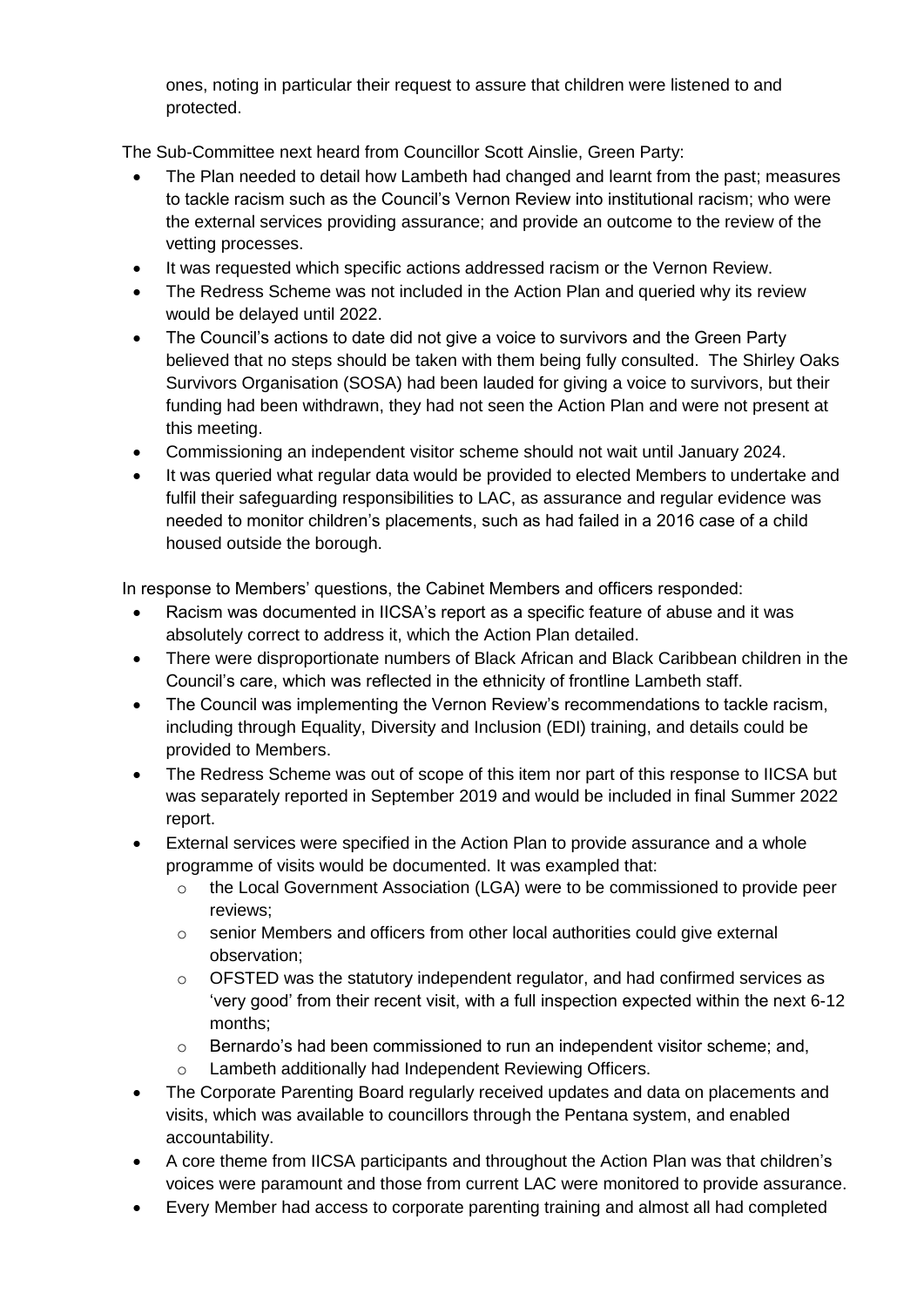ones, noting in particular their request to assure that children were listened to and protected.

The Sub-Committee next heard from Councillor Scott Ainslie, Green Party:

- The Plan needed to detail how Lambeth had changed and learnt from the past; measures to tackle racism such as the Council's Vernon Review into institutional racism; who were the external services providing assurance; and provide an outcome to the review of the vetting processes.
- It was requested which specific actions addressed racism or the Vernon Review.
- The Redress Scheme was not included in the Action Plan and queried why its review would be delayed until 2022.
- The Council's actions to date did not give a voice to survivors and the Green Party believed that no steps should be taken with them being fully consulted. The Shirley Oaks Survivors Organisation (SOSA) had been lauded for giving a voice to survivors, but their funding had been withdrawn, they had not seen the Action Plan and were not present at this meeting.
- Commissioning an independent visitor scheme should not wait until January 2024.
- It was queried what regular data would be provided to elected Members to undertake and fulfil their safeguarding responsibilities to LAC, as assurance and regular evidence was needed to monitor children's placements, such as had failed in a 2016 case of a child housed outside the borough.

In response to Members' questions, the Cabinet Members and officers responded:

- Racism was documented in IICSA's report as a specific feature of abuse and it was absolutely correct to address it, which the Action Plan detailed.
- There were disproportionate numbers of Black African and Black Caribbean children in the Council's care, which was reflected in the ethnicity of frontline Lambeth staff.
- The Council was implementing the Vernon Review's recommendations to tackle racism, including through Equality, Diversity and Inclusion (EDI) training, and details could be provided to Members.
- The Redress Scheme was out of scope of this item nor part of this response to IICSA but was separately reported in September 2019 and would be included in final Summer 2022 report.
- External services were specified in the Action Plan to provide assurance and a whole programme of visits would be documented. It was exampled that:
  - the Local Government Association (LGA) were to be commissioned to provide peer reviews;
  - senior Members and officers from other local authorities could give external observation;
  - OFSTED was the statutory independent regulator, and had confirmed services as 'very good' from their recent visit, with a full inspection expected within the next 6-12 months;
  - Bernardo's had been commissioned to run an independent visitor scheme; and,
  - Lambeth additionally had Independent Reviewing Officers.
- The Corporate Parenting Board regularly received updates and data on placements and visits, which was available to councillors through the Pentana system, and enabled accountability.
- A core theme from IICSA participants and throughout the Action Plan was that children's voices were paramount and those from current LAC were monitored to provide assurance.
- Every Member had access to corporate parenting training and almost all had completed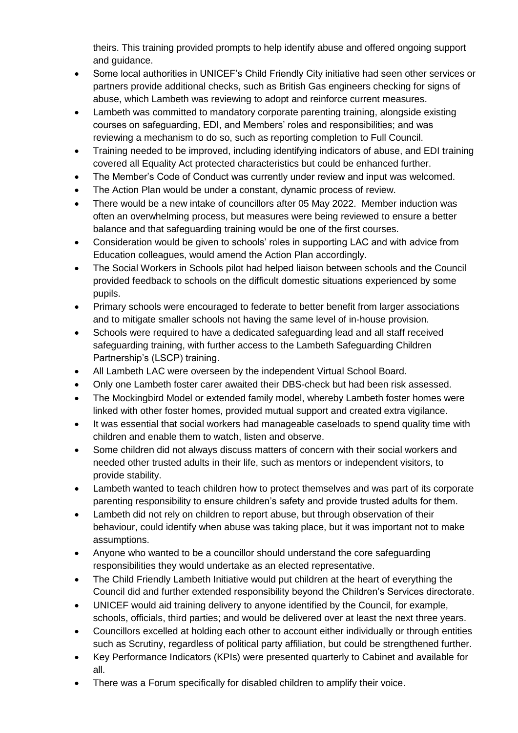theirs. This training provided prompts to help identify abuse and offered ongoing support and guidance.

- Some local authorities in UNICEF's Child Friendly City initiative had seen other services or partners provide additional checks, such as British Gas engineers checking for signs of abuse, which Lambeth was reviewing to adopt and reinforce current measures.
- Lambeth was committed to mandatory corporate parenting training, alongside existing courses on safeguarding, EDI, and Members' roles and responsibilities; and was reviewing a mechanism to do so, such as reporting completion to Full Council.
- Training needed to be improved, including identifying indicators of abuse, and EDI training covered all Equality Act protected characteristics but could be enhanced further.
- The Member's Code of Conduct was currently under review and input was welcomed.
- The Action Plan would be under a constant, dynamic process of review.
- There would be a new intake of councillors after 05 May 2022. Member induction was often an overwhelming process, but measures were being reviewed to ensure a better balance and that safeguarding training would be one of the first courses.
- Consideration would be given to schools' roles in supporting LAC and with advice from Education colleagues, would amend the Action Plan accordingly.
- The Social Workers in Schools pilot had helped liaison between schools and the Council provided feedback to schools on the difficult domestic situations experienced by some pupils.
- Primary schools were encouraged to federate to better benefit from larger associations and to mitigate smaller schools not having the same level of in-house provision.
- Schools were required to have a dedicated safeguarding lead and all staff received safeguarding training, with further access to the Lambeth Safeguarding Children Partnership's (LSCP) training.
- All Lambeth LAC were overseen by the independent Virtual School Board.
- Only one Lambeth foster carer awaited their DBS-check but had been risk assessed.
- The Mockingbird Model or extended family model, whereby Lambeth foster homes were linked with other foster homes, provided mutual support and created extra vigilance.
- It was essential that social workers had manageable caseloads to spend quality time with children and enable them to watch, listen and observe.
- Some children did not always discuss matters of concern with their social workers and needed other trusted adults in their life, such as mentors or independent visitors, to provide stability.
- Lambeth wanted to teach children how to protect themselves and was part of its corporate parenting responsibility to ensure children's safety and provide trusted adults for them.
- Lambeth did not rely on children to report abuse, but through observation of their behaviour, could identify when abuse was taking place, but it was important not to make assumptions.
- Anyone who wanted to be a councillor should understand the core safeguarding responsibilities they would undertake as an elected representative.
- The Child Friendly Lambeth Initiative would put children at the heart of everything the Council did and further extended responsibility beyond the Children's Services directorate.
- UNICEF would aid training delivery to anyone identified by the Council, for example, schools, officials, third parties; and would be delivered over at least the next three years.
- Councillors excelled at holding each other to account either individually or through entities such as Scrutiny, regardless of political party affiliation, but could be strengthened further.
- Key Performance Indicators (KPIs) were presented quarterly to Cabinet and available for all.
- There was a Forum specifically for disabled children to amplify their voice.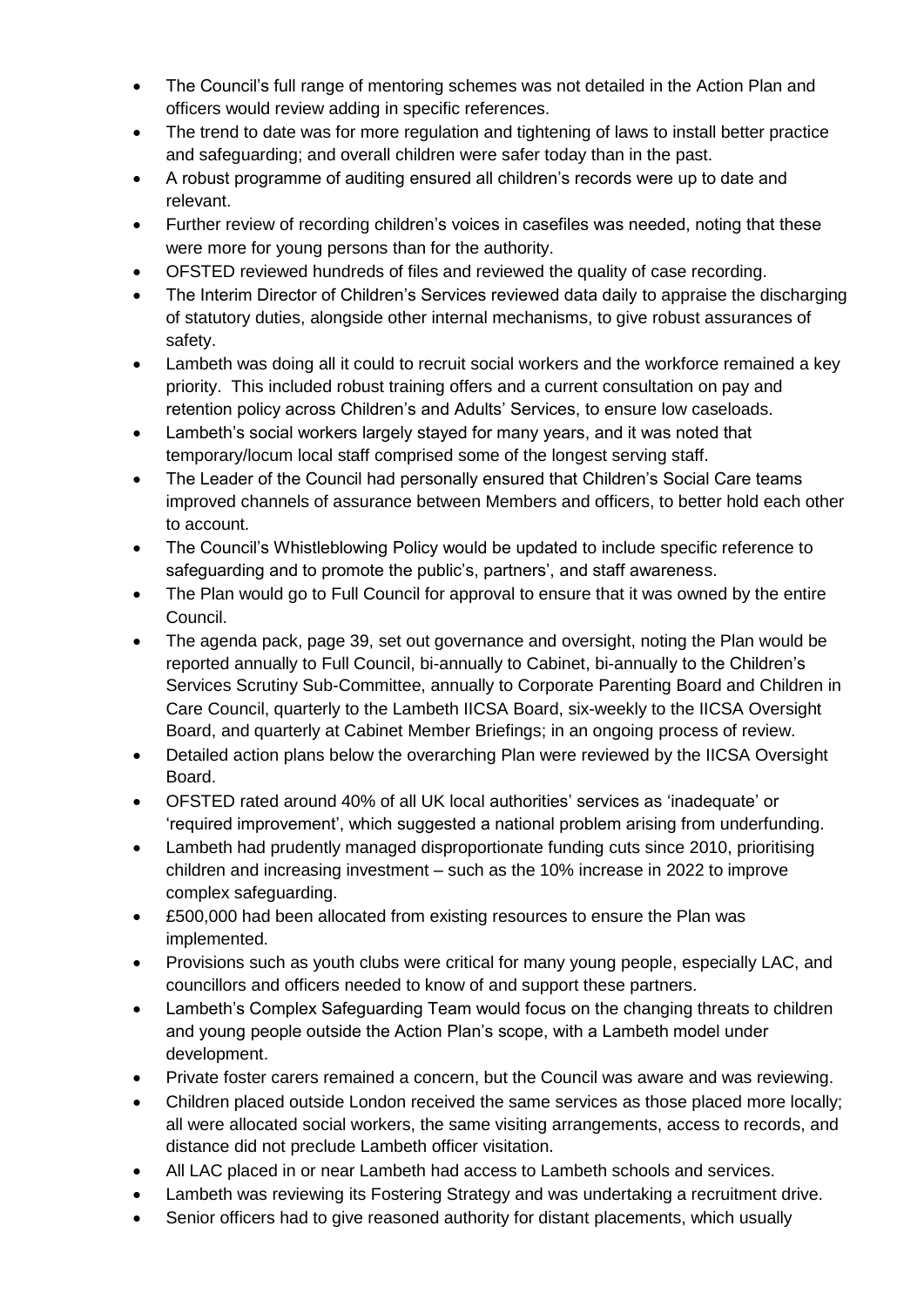- The Council's full range of mentoring schemes was not detailed in the Action Plan and officers would review adding in specific references.
- The trend to date was for more regulation and tightening of laws to install better practice and safeguarding; and overall children were safer today than in the past.
- A robust programme of auditing ensured all children's records were up to date and relevant.
- Further review of recording children's voices in casefiles was needed, noting that these were more for young persons than for the authority.
- OFSTED reviewed hundreds of files and reviewed the quality of case recording.
- The Interim Director of Children's Services reviewed data daily to appraise the discharging of statutory duties, alongside other internal mechanisms, to give robust assurances of safety.
- Lambeth was doing all it could to recruit social workers and the workforce remained a key priority. This included robust training offers and a current consultation on pay and retention policy across Children's and Adults' Services, to ensure low caseloads.
- Lambeth's social workers largely stayed for many years, and it was noted that temporary/locum local staff comprised some of the longest serving staff.
- The Leader of the Council had personally ensured that Children's Social Care teams improved channels of assurance between Members and officers, to better hold each other to account.
- The Council's Whistleblowing Policy would be updated to include specific reference to safeguarding and to promote the public's, partners', and staff awareness.
- The Plan would go to Full Council for approval to ensure that it was owned by the entire Council.
- The agenda pack, page 39, set out governance and oversight, noting the Plan would be reported annually to Full Council, bi-annually to Cabinet, bi-annually to the Children's Services Scrutiny Sub-Committee, annually to Corporate Parenting Board and Children in Care Council, quarterly to the Lambeth IICSA Board, six-weekly to the IICSA Oversight Board, and quarterly at Cabinet Member Briefings; in an ongoing process of review.
- Detailed action plans below the overarching Plan were reviewed by the IICSA Oversight Board.
- OFSTED rated around 40% of all UK local authorities' services as 'inadequate' or 'required improvement', which suggested a national problem arising from underfunding.
- Lambeth had prudently managed disproportionate funding cuts since 2010, prioritising children and increasing investment – such as the 10% increase in 2022 to improve complex safeguarding.
- £500,000 had been allocated from existing resources to ensure the Plan was implemented.
- Provisions such as youth clubs were critical for many young people, especially LAC, and councillors and officers needed to know of and support these partners.
- Lambeth's Complex Safeguarding Team would focus on the changing threats to children and young people outside the Action Plan's scope, with a Lambeth model under development.
- Private foster carers remained a concern, but the Council was aware and was reviewing.
- Children placed outside London received the same services as those placed more locally; all were allocated social workers, the same visiting arrangements, access to records, and distance did not preclude Lambeth officer visitation.
- All LAC placed in or near Lambeth had access to Lambeth schools and services.
- Lambeth was reviewing its Fostering Strategy and was undertaking a recruitment drive.
- Senior officers had to give reasoned authority for distant placements, which usually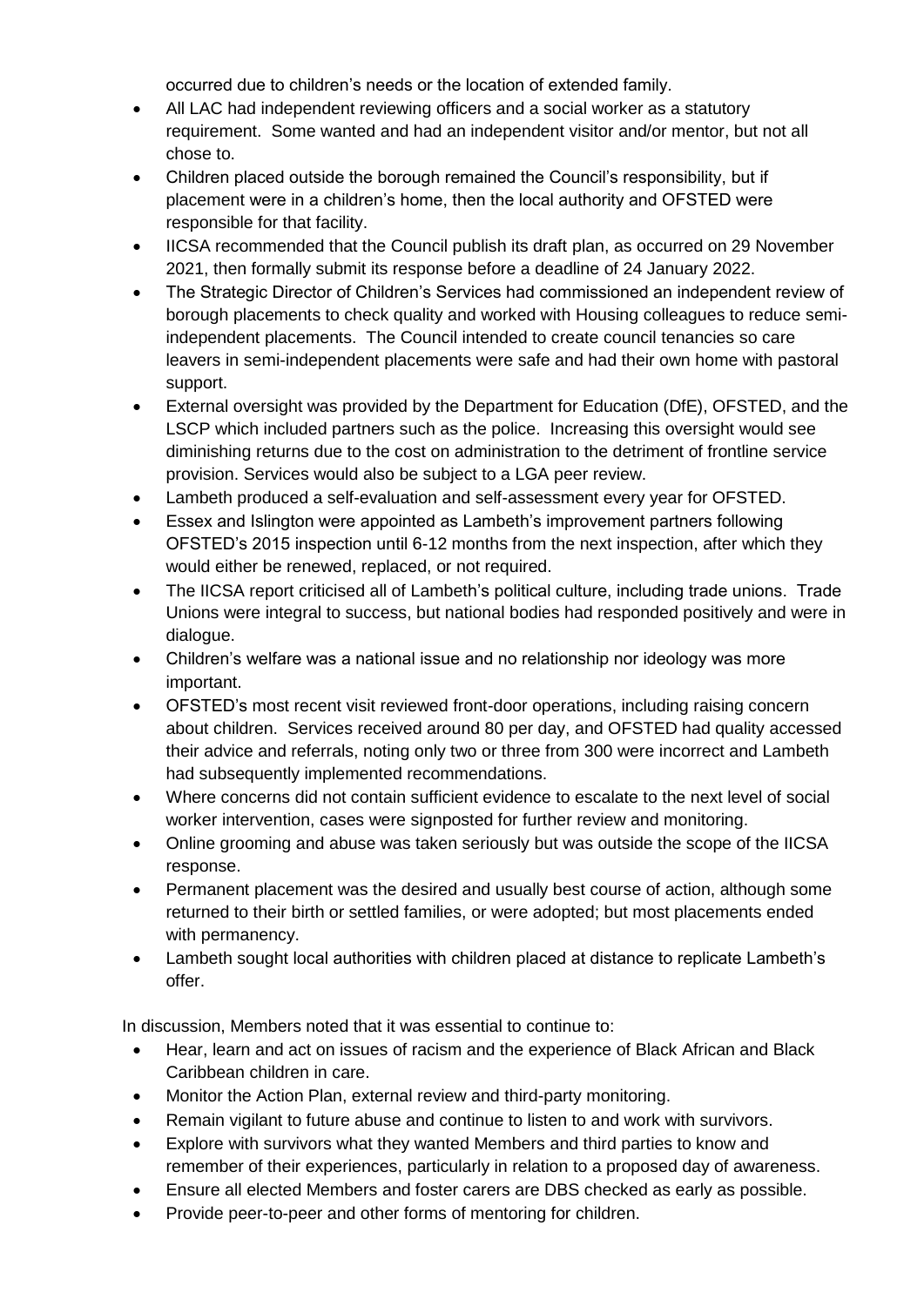occurred due to children's needs or the location of extended family.

- All LAC had independent reviewing officers and a social worker as a statutory requirement. Some wanted and had an independent visitor and/or mentor, but not all chose to.
- Children placed outside the borough remained the Council's responsibility, but if placement were in a children's home, then the local authority and OFSTED were responsible for that facility.
- IICSA recommended that the Council publish its draft plan, as occurred on 29 November 2021, then formally submit its response before a deadline of 24 January 2022.
- The Strategic Director of Children's Services had commissioned an independent review of borough placements to check quality and worked with Housing colleagues to reduce semi-independent placements. The Council intended to create council tenancies so care leavers in semi-independent placements were safe and had their own home with pastoral support.
- External oversight was provided by the Department for Education (DfE), OFSTED, and the LSCP which included partners such as the police. Increasing this oversight would see diminishing returns due to the cost on administration to the detriment of frontline service provision. Services would also be subject to a LGA peer review.
- Lambeth produced a self-evaluation and self-assessment every year for OFSTED.
- Essex and Islington were appointed as Lambeth's improvement partners following OFSTED's 2015 inspection until 6-12 months from the next inspection, after which they would either be renewed, replaced, or not required.
- The IICSA report criticised all of Lambeth's political culture, including trade unions. Trade Unions were integral to success, but national bodies had responded positively and were in dialogue.
- Children's welfare was a national issue and no relationship nor ideology was more important.
- OFSTED's most recent visit reviewed front-door operations, including raising concern about children. Services received around 80 per day, and OFSTED had quality accessed their advice and referrals, noting only two or three from 300 were incorrect and Lambeth had subsequently implemented recommendations.
- Where concerns did not contain sufficient evidence to escalate to the next level of social worker intervention, cases were signposted for further review and monitoring.
- Online grooming and abuse was taken seriously but was outside the scope of the IICSA response.
- Permanent placement was the desired and usually best course of action, although some returned to their birth or settled families, or were adopted; but most placements ended with permanency.
- Lambeth sought local authorities with children placed at distance to replicate Lambeth's offer.

In discussion, Members noted that it was essential to continue to:

- Hear, learn and act on issues of racism and the experience of Black African and Black Caribbean children in care.
- Monitor the Action Plan, external review and third-party monitoring.
- Remain vigilant to future abuse and continue to listen to and work with survivors.
- Explore with survivors what they wanted Members and third parties to know and remember of their experiences, particularly in relation to a proposed day of awareness.
- Ensure all elected Members and foster carers are DBS checked as early as possible.
- Provide peer-to-peer and other forms of mentoring for children.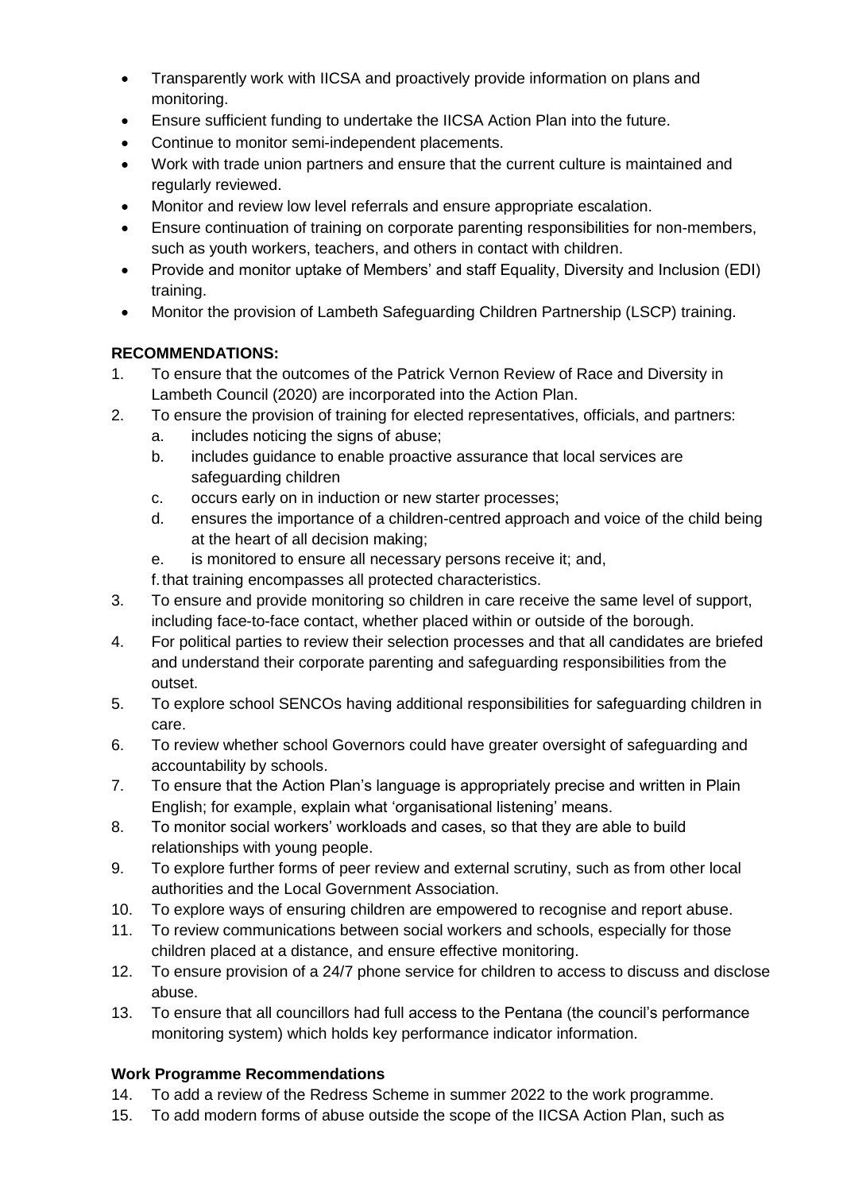- Transparently work with IICSA and proactively provide information on plans and monitoring.
- Ensure sufficient funding to undertake the IICSA Action Plan into the future.
- Continue to monitor semi-independent placements.
- Work with trade union partners and ensure that the current culture is maintained and regularly reviewed.
- Monitor and review low level referrals and ensure appropriate escalation.
- Ensure continuation of training on corporate parenting responsibilities for non-members, such as youth workers, teachers, and others in contact with children.
- Provide and monitor uptake of Members' and staff Equality, Diversity and Inclusion (EDI) training.
- Monitor the provision of Lambeth Safeguarding Children Partnership (LSCP) training.

**RECOMMENDATIONS:**

1. To ensure that the outcomes of the Patrick Vernon Review of Race and Diversity in Lambeth Council (2020) are incorporated into the Action Plan.
2. To ensure the provision of training for elected representatives, officials, and partners:
   a. includes noticing the signs of abuse;
   b. includes guidance to enable proactive assurance that local services are safeguarding children
   c. occurs early on in induction or new starter processes;
   d. ensures the importance of a children-centred approach and voice of the child being at the heart of all decision making;
   e. is monitored to ensure all necessary persons receive it; and,
   f. that training encompasses all protected characteristics.
3. To ensure and provide monitoring so children in care receive the same level of support, including face-to-face contact, whether placed within or outside of the borough.
4. For political parties to review their selection processes and that all candidates are briefed and understand their corporate parenting and safeguarding responsibilities from the outset.
5. To explore school SENCOs having additional responsibilities for safeguarding children in care.
6. To review whether school Governors could have greater oversight of safeguarding and accountability by schools.
7. To ensure that the Action Plan's language is appropriately precise and written in Plain English; for example, explain what 'organisational listening' means.
8. To monitor social workers' workloads and cases, so that they are able to build relationships with young people.
9. To explore further forms of peer review and external scrutiny, such as from other local authorities and the Local Government Association.
10. To explore ways of ensuring children are empowered to recognise and report abuse.
11. To review communications between social workers and schools, especially for those children placed at a distance, and ensure effective monitoring.
12. To ensure provision of a 24/7 phone service for children to access to discuss and disclose abuse.
13. To ensure that all councillors had full access to the Pentana (the council's performance monitoring system) which holds key performance indicator information.

**Work Programme Recommendations**

14. To add a review of the Redress Scheme in summer 2022 to the work programme.
15. To add modern forms of abuse outside the scope of the IICSA Action Plan, such as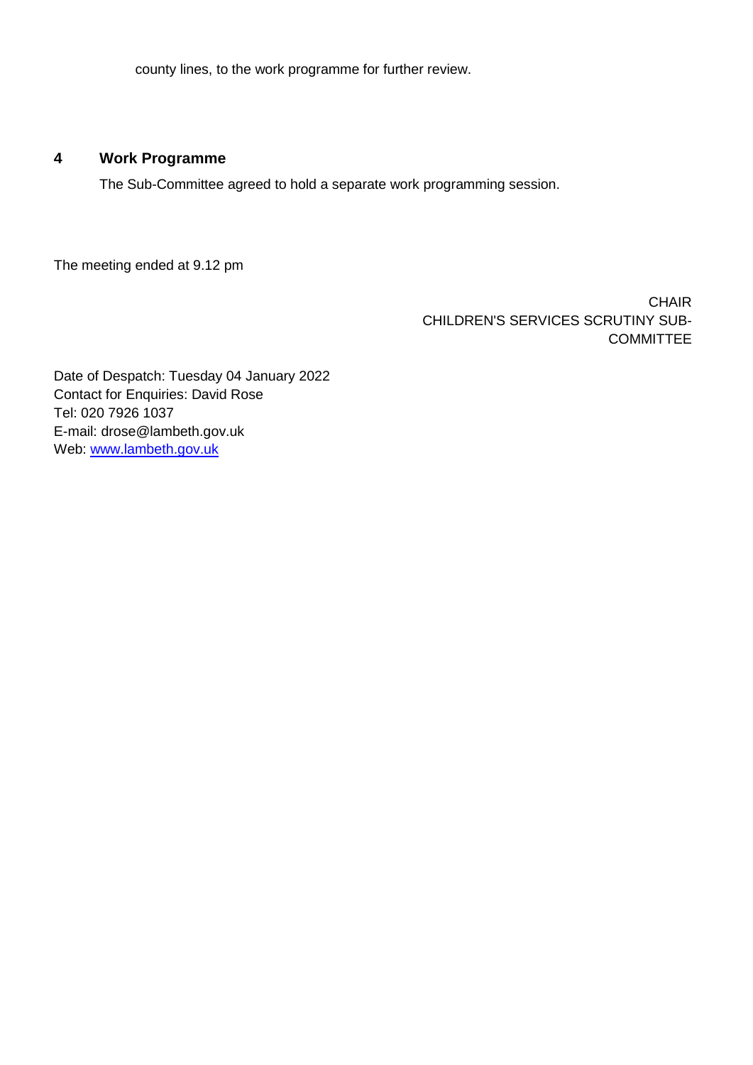county lines, to the work programme for further review.

## 4 Work Programme

The Sub-Committee agreed to hold a separate work programming session.

The meeting ended at 9.12 pm

CHAIR
CHILDREN'S SERVICES SCRUTINY SUB-COMMITTEE

Date of Despatch: Tuesday 04 January 2022
Contact for Enquiries: David Rose
Tel: 020 7926 1037
E-mail: drose@lambeth.gov.uk
Web: www.lambeth.gov.uk